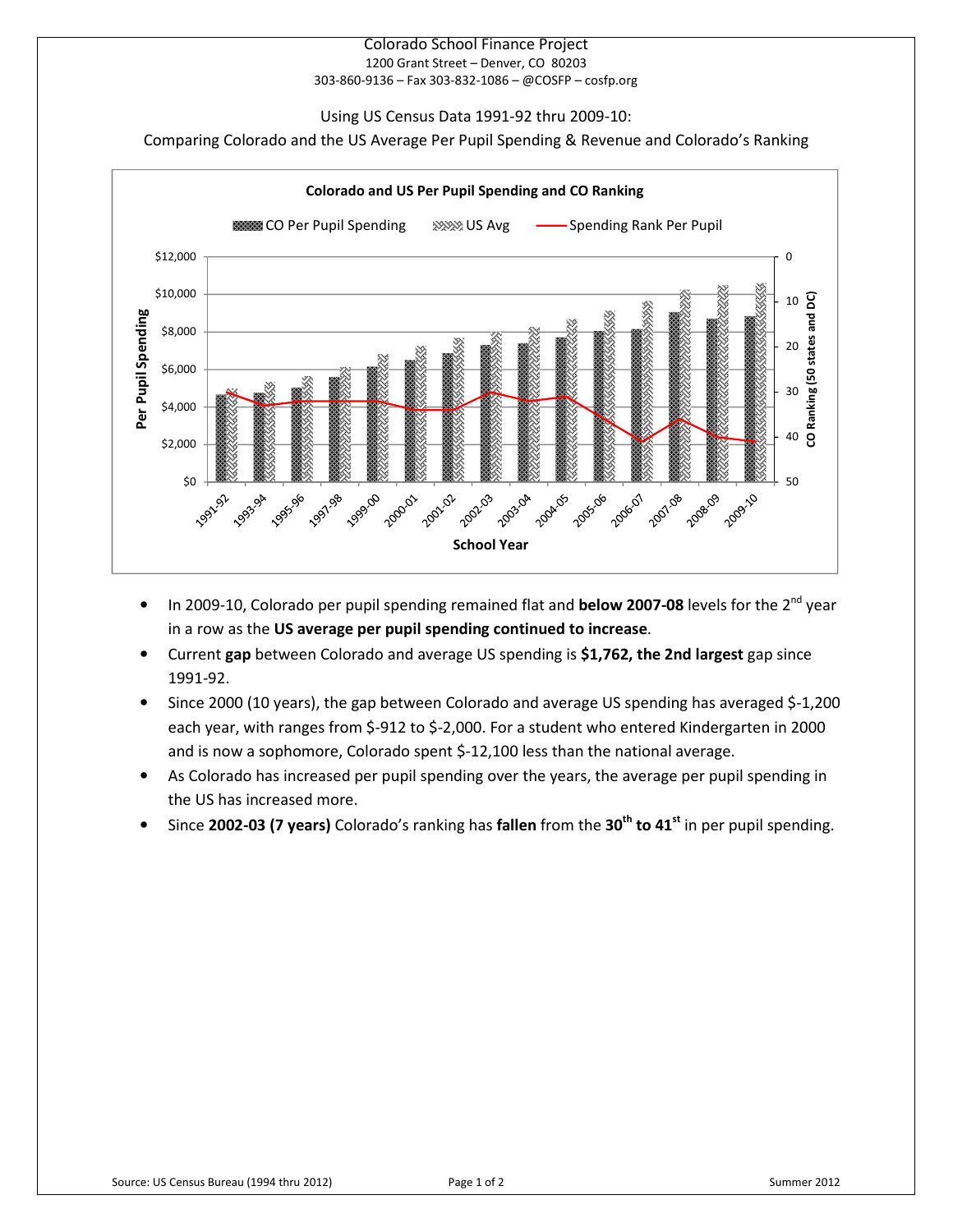Colorado School Finance Project
1200 Grant Street – Denver, CO 80203
303-860-9136 – Fax 303-832-1086 – @COSFP – cosfp.org

Using US Census Data 1991-92 thru 2009-10:
Comparing Colorado and the US Average Per Pupil Spending & Revenue and Colorado's Ranking

**Colorado and US Per Pupil Spending and CO Ranking**

CO Per Pupil Spending
US Avg
Spending Rank Per Pupil

Per Pupil Spending
$12,000
$10,000
$8,000
$6,000
$4,000
$2,000
$0

CO Ranking (50 states and DC)
0
10
20
30
40
50

1991-92
1993-94
1995-96
1997-98
1999-00
2000-01
2001-02
2002-03
2003-04
2004-05
2005-06
2006-07
2007-08
2008-09
2009-10

School Year

- In 2009-10, Colorado per pupil spending remained flat and **below 2007-08** levels for the 2nd year in a row as the **US average per pupil spending continued to increase**.
- Current **gap** between Colorado and average US spending is **$1,762, the 2nd largest** gap since 1991-92.
- Since 2000 (10 years), the gap between Colorado and average US spending has averaged $-1,200 each year, with ranges from $-912 to $-2,000. For a student who entered Kindergarten in 2000 and is now a sophomore, Colorado spent $-12,100 less than the national average.
- As Colorado has increased per pupil spending over the years, the average per pupil spending in the US has increased more.
- Since **2002-03 (7 years)** Colorado's ranking has **fallen** from the **30th to 41st** in per pupil spending.

Source: US Census Bureau (1994 thru 2012)

Summer 2012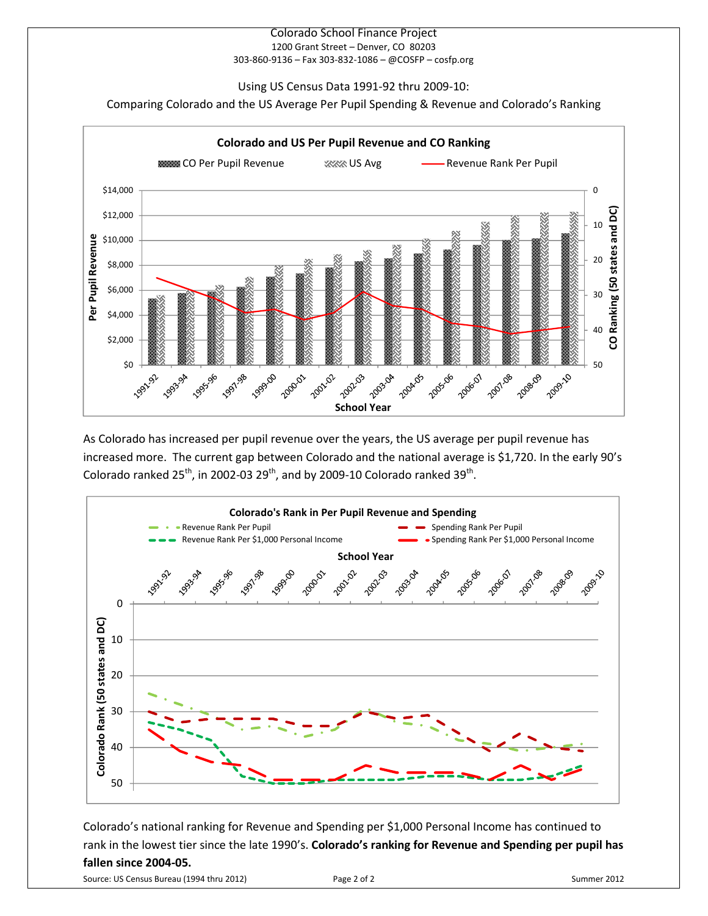Colorado School Finance Project
1200 Grant Street – Denver, CO 80203
303-860-9136 – Fax 303-832-1086 – @COSFP – cosfp.org

Using US Census Data 1991-92 thru 2009-10:
Comparing Colorado and the US Average Per Pupil Spending & Revenue and Colorado's Ranking

**Colorado and US Per Pupil Revenue and CO Ranking**

CO Per Pupil Revenue
US Avg
Revenue Rank Per Pupil

Per Pupil Revenue
$14,000
$12,000
$10,000
$8,000
$6,000
$4,000
$2,000
$0

CO Ranking (50 states and DC)
0
10
20
30
40
50

1991-92
1993-94
1995-96
1997-98
1999-00
2000-01
2001-02
2002-03
2003-04
2004-05
2005-06
2006-07
2007-08
2008-09
2009-10

School Year

As Colorado has increased per pupil revenue over the years, the US average per pupil revenue has increased more. The current gap between Colorado and the national average is $1,720. In the early 90's Colorado ranked 25th, in 2002-03 29th, and by 2009-10 Colorado ranked 39th.

**Colorado's Rank in Per Pupil Revenue and Spending**

Revenue Rank Per Pupil
Spending Rank Per Pupil
Revenue Rank Per $1,000 Personal Income
Spending Rank Per $1,000 Personal Income

School Year

1991-92
1993-94
1995-96
1997-98
1999-00
2000-01
2001-02
2002-03
2003-04
2004-05
2005-06
2006-07
2007-08
2008-09
2009-10

Colorado Rank (50 states and DC)
0
10
20
30
40
50

Colorado's national ranking for Revenue and Spending per $1,000 Personal Income has continued to rank in the lowest tier since the late 1990's. **Colorado's ranking for Revenue and Spending per pupil has fallen since 2004-05.**

Source: US Census Bureau (1994 thru 2012)

Summer 2012